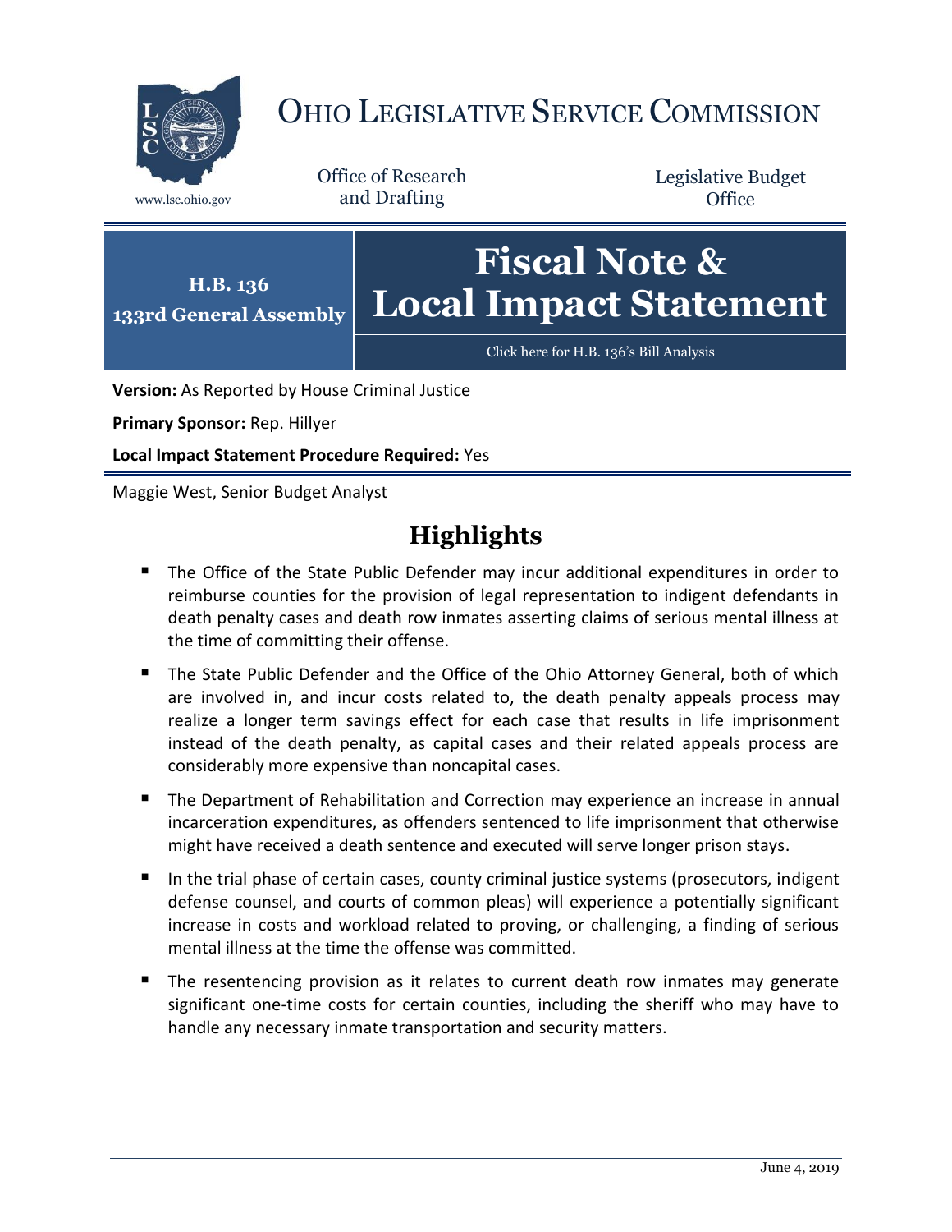# OHIO LEGISLATIVE SERVICE COMMISSION

www.lsc.ohio.gov

Office of Research and Drafting

Legislative Budget Office

**H.B. 136**
**133rd General Assembly**

# Fiscal Note & Local Impact Statement

Click here for H.B. 136's Bill Analysis

**Version:** As Reported by House Criminal Justice

**Primary Sponsor:** Rep. Hillyer

**Local Impact Statement Procedure Required:** Yes

Maggie West, Senior Budget Analyst

## Highlights

- The Office of the State Public Defender may incur additional expenditures in order to reimburse counties for the provision of legal representation to indigent defendants in death penalty cases and death row inmates asserting claims of serious mental illness at the time of committing their offense.
- The State Public Defender and the Office of the Ohio Attorney General, both of which are involved in, and incur costs related to, the death penalty appeals process may realize a longer term savings effect for each case that results in life imprisonment instead of the death penalty, as capital cases and their related appeals process are considerably more expensive than noncapital cases.
- The Department of Rehabilitation and Correction may experience an increase in annual incarceration expenditures, as offenders sentenced to life imprisonment that otherwise might have received a death sentence and executed will serve longer prison stays.
- In the trial phase of certain cases, county criminal justice systems (prosecutors, indigent defense counsel, and courts of common pleas) will experience a potentially significant increase in costs and workload related to proving, or challenging, a finding of serious mental illness at the time the offense was committed.
- The resentencing provision as it relates to current death row inmates may generate significant one-time costs for certain counties, including the sheriff who may have to handle any necessary inmate transportation and security matters.

June 4, 2019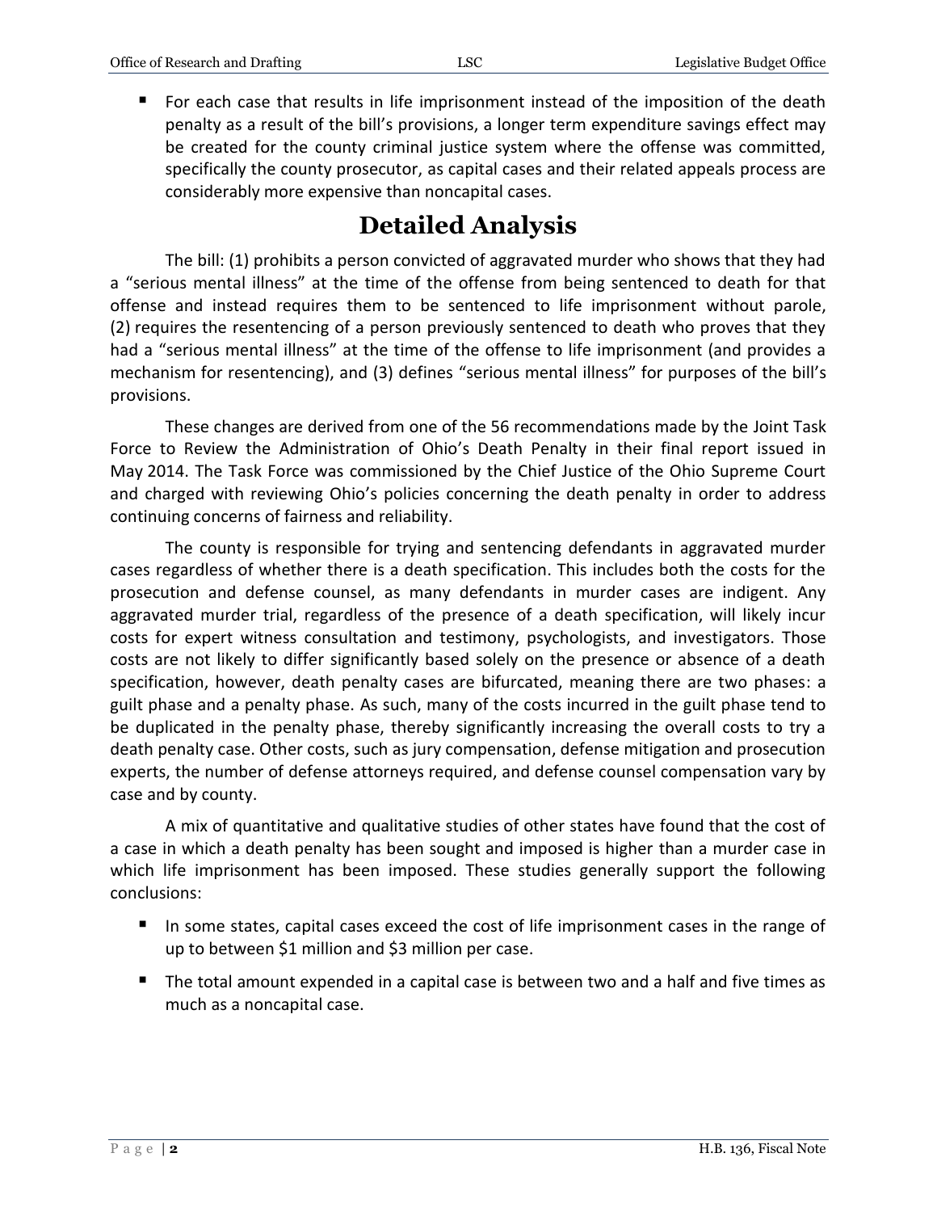- For each case that results in life imprisonment instead of the imposition of the death penalty as a result of the bill's provisions, a longer term expenditure savings effect may be created for the county criminal justice system where the offense was committed, specifically the county prosecutor, as capital cases and their related appeals process are considerably more expensive than noncapital cases.

# Detailed Analysis

The bill: (1) prohibits a person convicted of aggravated murder who shows that they had a "serious mental illness" at the time of the offense from being sentenced to death for that offense and instead requires them to be sentenced to life imprisonment without parole, (2) requires the resentencing of a person previously sentenced to death who proves that they had a "serious mental illness" at the time of the offense to life imprisonment (and provides a mechanism for resentencing), and (3) defines "serious mental illness" for purposes of the bill's provisions.

These changes are derived from one of the 56 recommendations made by the Joint Task Force to Review the Administration of Ohio's Death Penalty in their final report issued in May 2014. The Task Force was commissioned by the Chief Justice of the Ohio Supreme Court and charged with reviewing Ohio's policies concerning the death penalty in order to address continuing concerns of fairness and reliability.

The county is responsible for trying and sentencing defendants in aggravated murder cases regardless of whether there is a death specification. This includes both the costs for the prosecution and defense counsel, as many defendants in murder cases are indigent. Any aggravated murder trial, regardless of the presence of a death specification, will likely incur costs for expert witness consultation and testimony, psychologists, and investigators. Those costs are not likely to differ significantly based solely on the presence or absence of a death specification, however, death penalty cases are bifurcated, meaning there are two phases: a guilt phase and a penalty phase. As such, many of the costs incurred in the guilt phase tend to be duplicated in the penalty phase, thereby significantly increasing the overall costs to try a death penalty case. Other costs, such as jury compensation, defense mitigation and prosecution experts, the number of defense attorneys required, and defense counsel compensation vary by case and by county.

A mix of quantitative and qualitative studies of other states have found that the cost of a case in which a death penalty has been sought and imposed is higher than a murder case in which life imprisonment has been imposed. These studies generally support the following conclusions:

- In some states, capital cases exceed the cost of life imprisonment cases in the range of up to between $1 million and $3 million per case.
- The total amount expended in a capital case is between two and a half and five times as much as a noncapital case.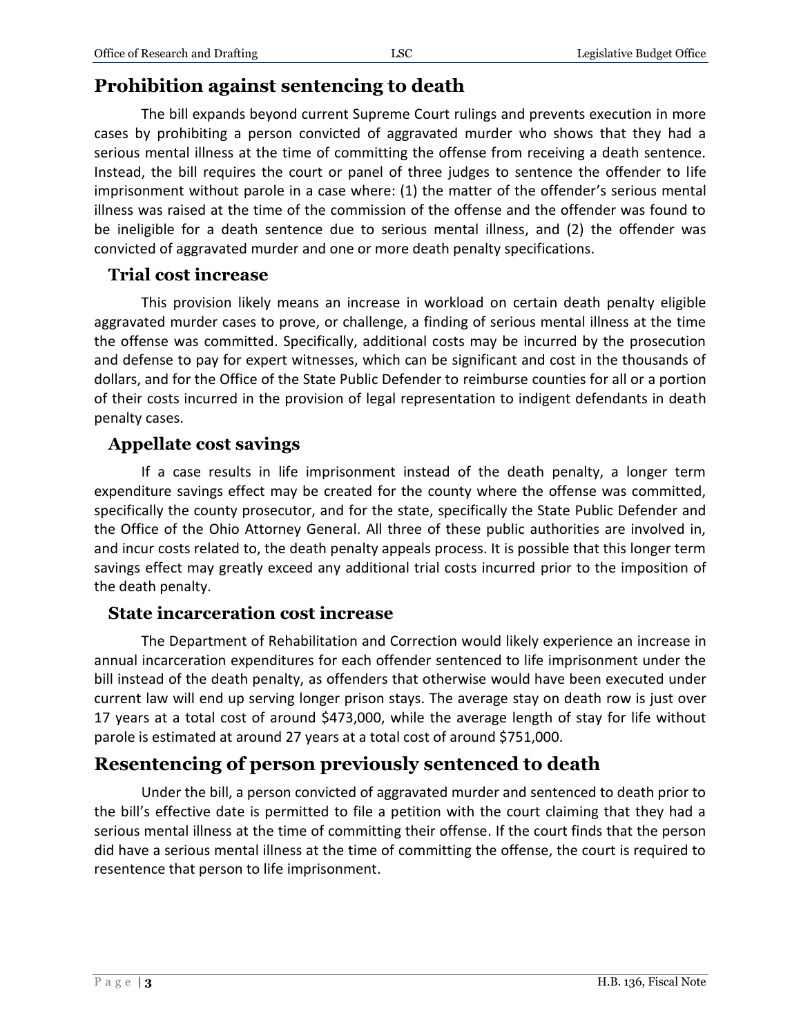## Prohibition against sentencing to death

The bill expands beyond current Supreme Court rulings and prevents execution in more cases by prohibiting a person convicted of aggravated murder who shows that they had a serious mental illness at the time of committing the offense from receiving a death sentence. Instead, the bill requires the court or panel of three judges to sentence the offender to life imprisonment without parole in a case where: (1) the matter of the offender's serious mental illness was raised at the time of the commission of the offense and the offender was found to be ineligible for a death sentence due to serious mental illness, and (2) the offender was convicted of aggravated murder and one or more death penalty specifications.

### Trial cost increase

This provision likely means an increase in workload on certain death penalty eligible aggravated murder cases to prove, or challenge, a finding of serious mental illness at the time the offense was committed. Specifically, additional costs may be incurred by the prosecution and defense to pay for expert witnesses, which can be significant and cost in the thousands of dollars, and for the Office of the State Public Defender to reimburse counties for all or a portion of their costs incurred in the provision of legal representation to indigent defendants in death penalty cases.

### Appellate cost savings

If a case results in life imprisonment instead of the death penalty, a longer term expenditure savings effect may be created for the county where the offense was committed, specifically the county prosecutor, and for the state, specifically the State Public Defender and the Office of the Ohio Attorney General. All three of these public authorities are involved in, and incur costs related to, the death penalty appeals process. It is possible that this longer term savings effect may greatly exceed any additional trial costs incurred prior to the imposition of the death penalty.

### State incarceration cost increase

The Department of Rehabilitation and Correction would likely experience an increase in annual incarceration expenditures for each offender sentenced to life imprisonment under the bill instead of the death penalty, as offenders that otherwise would have been executed under current law will end up serving longer prison stays. The average stay on death row is just over 17 years at a total cost of around $473,000, while the average length of stay for life without parole is estimated at around 27 years at a total cost of around $751,000.

## Resentencing of person previously sentenced to death

Under the bill, a person convicted of aggravated murder and sentenced to death prior to the bill's effective date is permitted to file a petition with the court claiming that they had a serious mental illness at the time of committing their offense. If the court finds that the person did have a serious mental illness at the time of committing the offense, the court is required to resentence that person to life imprisonment.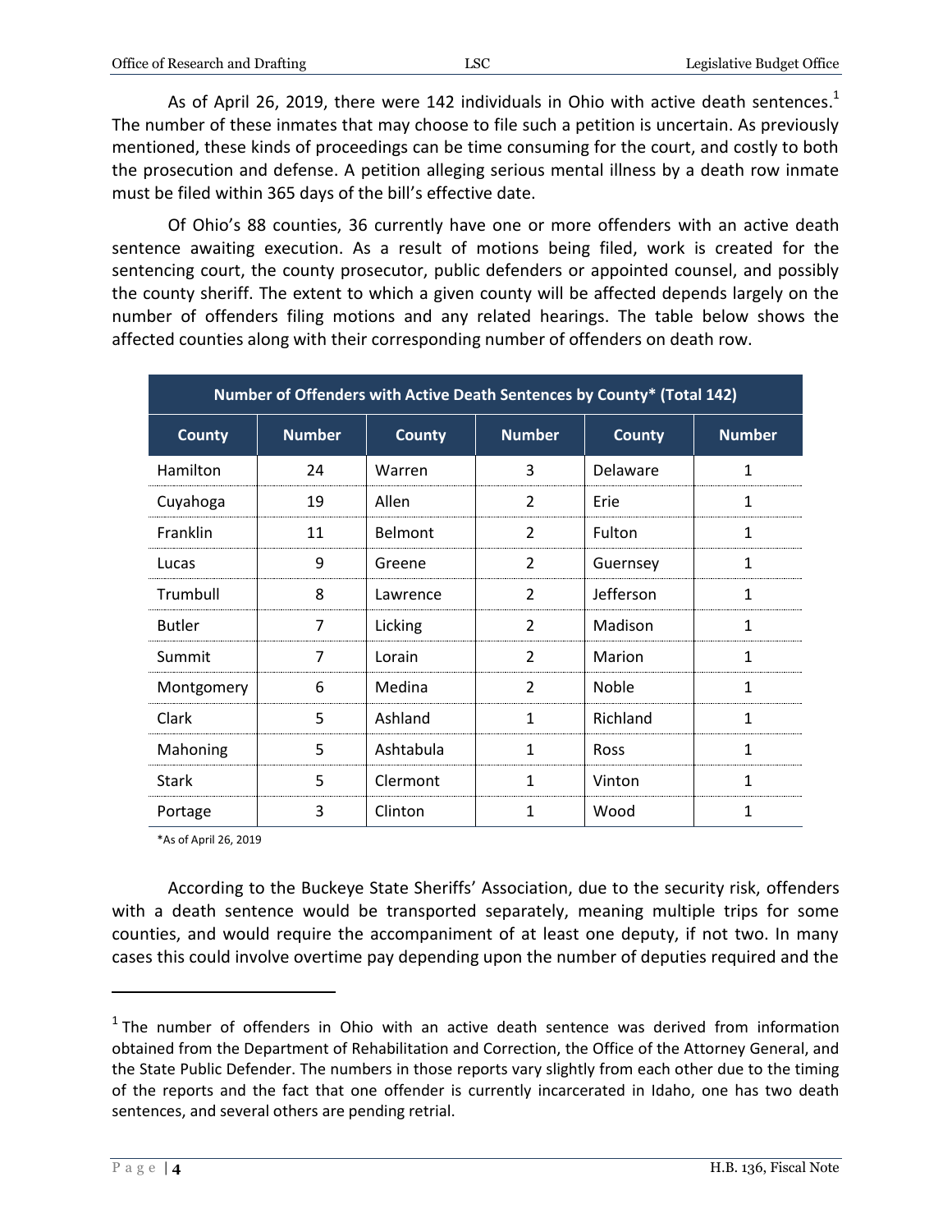As of April 26, 2019, there were 142 individuals in Ohio with active death sentences.[1] The number of these inmates that may choose to file such a petition is uncertain. As previously mentioned, these kinds of proceedings can be time consuming for the court, and costly to both the prosecution and defense. A petition alleging serious mental illness by a death row inmate must be filed within 365 days of the bill's effective date.

Of Ohio's 88 counties, 36 currently have one or more offenders with an active death sentence awaiting execution. As a result of motions being filed, work is created for the sentencing court, the county prosecutor, public defenders or appointed counsel, and possibly the county sheriff. The extent to which a given county will be affected depends largely on the number of offenders filing motions and any related hearings. The table below shows the affected counties along with their corresponding number of offenders on death row.

| Number of Offenders with Active Death Sentences by County* (Total 142) | | | | | |
|---|---|---|---|---|---|
| **County** | **Number** | **County** | **Number** | **County** | **Number** |
| Hamilton | 24 | Warren | 3 | Delaware | 1 |
| Cuyahoga | 19 | Allen | 2 | Erie | 1 |
| Franklin | 11 | Belmont | 2 | Fulton | 1 |
| Lucas | 9 | Greene | 2 | Guernsey | 1 |
| Trumbull | 8 | Lawrence | 2 | Jefferson | 1 |
| Butler | 7 | Licking | 2 | Madison | 1 |
| Summit | 7 | Lorain | 2 | Marion | 1 |
| Montgomery | 6 | Medina | 2 | Noble | 1 |
| Clark | 5 | Ashland | 1 | Richland | 1 |
| Mahoning | 5 | Ashtabula | 1 | Ross | 1 |
| Stark | 5 | Clermont | 1 | Vinton | 1 |
| Portage | 3 | Clinton | 1 | Wood | 1 |

*As of April 26, 2019

According to the Buckeye State Sheriffs' Association, due to the security risk, offenders with a death sentence would be transported separately, meaning multiple trips for some counties, and would require the accompaniment of at least one deputy, if not two. In many cases this could involve overtime pay depending upon the number of deputies required and the

[1] The number of offenders in Ohio with an active death sentence was derived from information obtained from the Department of Rehabilitation and Correction, the Office of the Attorney General, and the State Public Defender. The numbers in those reports vary slightly from each other due to the timing of the reports and the fact that one offender is currently incarcerated in Idaho, one has two death sentences, and several others are pending retrial.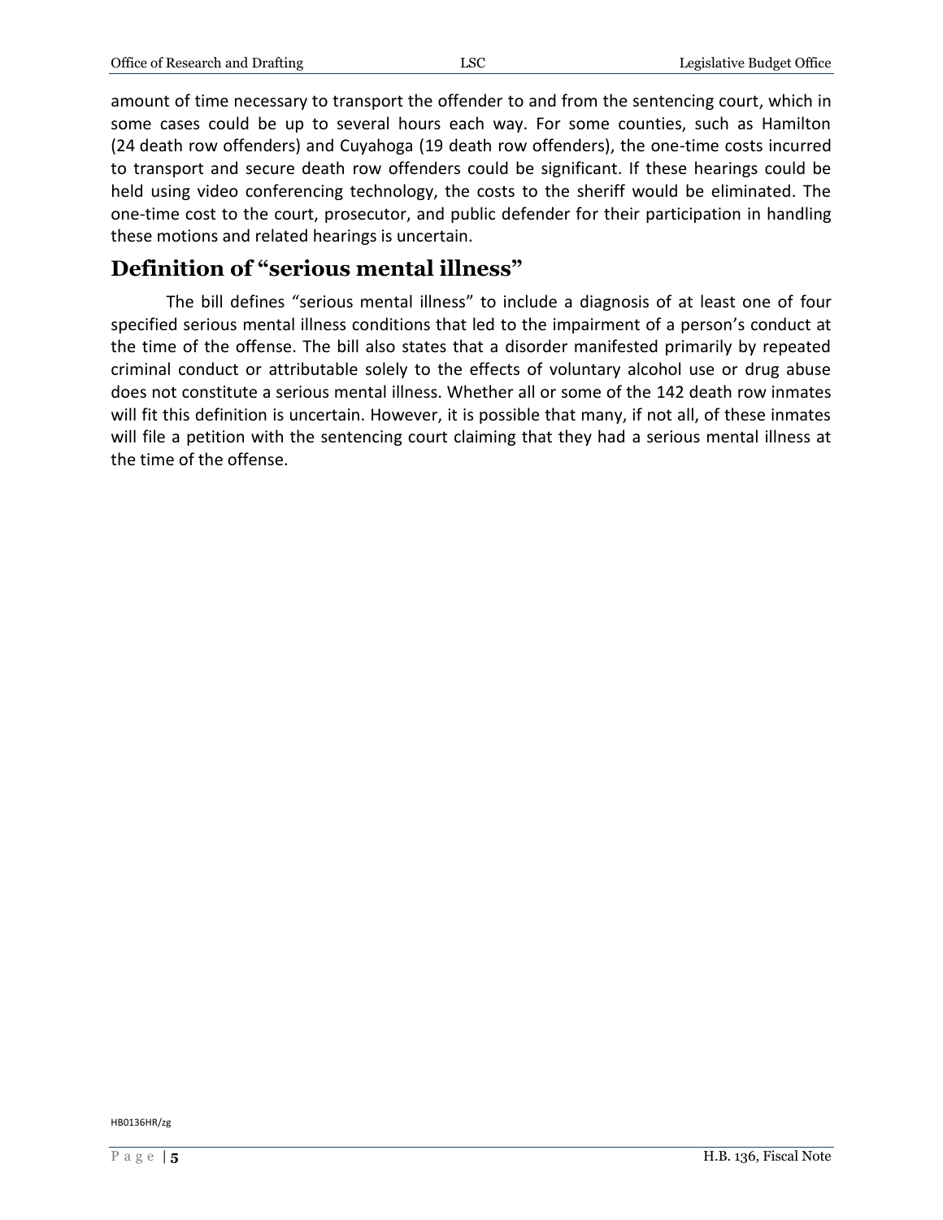amount of time necessary to transport the offender to and from the sentencing court, which in some cases could be up to several hours each way. For some counties, such as Hamilton (24 death row offenders) and Cuyahoga (19 death row offenders), the one-time costs incurred to transport and secure death row offenders could be significant. If these hearings could be held using video conferencing technology, the costs to the sheriff would be eliminated. The one-time cost to the court, prosecutor, and public defender for their participation in handling these motions and related hearings is uncertain.

## Definition of "serious mental illness"

The bill defines "serious mental illness" to include a diagnosis of at least one of four specified serious mental illness conditions that led to the impairment of a person's conduct at the time of the offense. The bill also states that a disorder manifested primarily by repeated criminal conduct or attributable solely to the effects of voluntary alcohol use or drug abuse does not constitute a serious mental illness. Whether all or some of the 142 death row inmates will fit this definition is uncertain. However, it is possible that many, if not all, of these inmates will file a petition with the sentencing court claiming that they had a serious mental illness at the time of the offense.

HB0136HR/zg